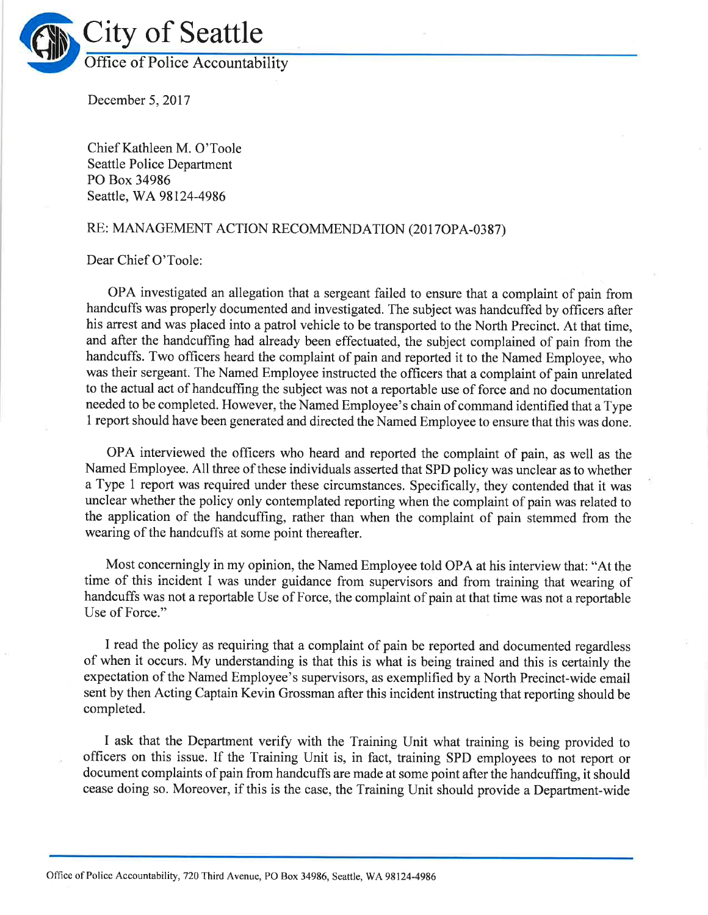# City of Seattle

## Office of Police Accountability

December 5, 2017

Chief Kathleen M. O'Toole  
Seattle Police Department  
PO Box 34986  
Seattle, WA 98124-4986

RE: MANAGEMENT ACTION RECOMMENDATION (2017OPA-0387)

Dear Chief O'Toole:

OPA investigated an allegation that a sergeant failed to ensure that a complaint of pain from handcuffs was properly documented and investigated. The subject was handcuffed by officers after his arrest and was placed into a patrol vehicle to be transported to the North Precinct. At that time, and after the handcuffing had already been effectuated, the subject complained of pain from the handcuffs. Two officers heard the complaint of pain and reported it to the Named Employee, who was their sergeant. The Named Employee instructed the officers that a complaint of pain unrelated to the actual act of handcuffing the subject was not a reportable use of force and no documentation needed to be completed. However, the Named Employee's chain of command identified that a Type 1 report should have been generated and directed the Named Employee to ensure that this was done.

OPA interviewed the officers who heard and reported the complaint of pain, as well as the Named Employee. All three of these individuals asserted that SPD policy was unclear as to whether a Type 1 report was required under these circumstances. Specifically, they contended that it was unclear whether the policy only contemplated reporting when the complaint of pain was related to the application of the handcuffing, rather than when the complaint of pain stemmed from the wearing of the handcuffs at some point thereafter.

Most concerningly in my opinion, the Named Employee told OPA at his interview that: "At the time of this incident I was under guidance from supervisors and from training that wearing of handcuffs was not a reportable Use of Force, the complaint of pain at that time was not a reportable Use of Force."

I read the policy as requiring that a complaint of pain be reported and documented regardless of when it occurs. My understanding is that this is what is being trained and this is certainly the expectation of the Named Employee's supervisors, as exemplified by a North Precinct-wide email sent by then Acting Captain Kevin Grossman after this incident instructing that reporting should be completed.

I ask that the Department verify with the Training Unit what training is being provided to officers on this issue. If the Training Unit is, in fact, training SPD employees to not report or document complaints of pain from handcuffs are made at some point after the handcuffing, it should cease doing so. Moreover, if this is the case, the Training Unit should provide a Department-wide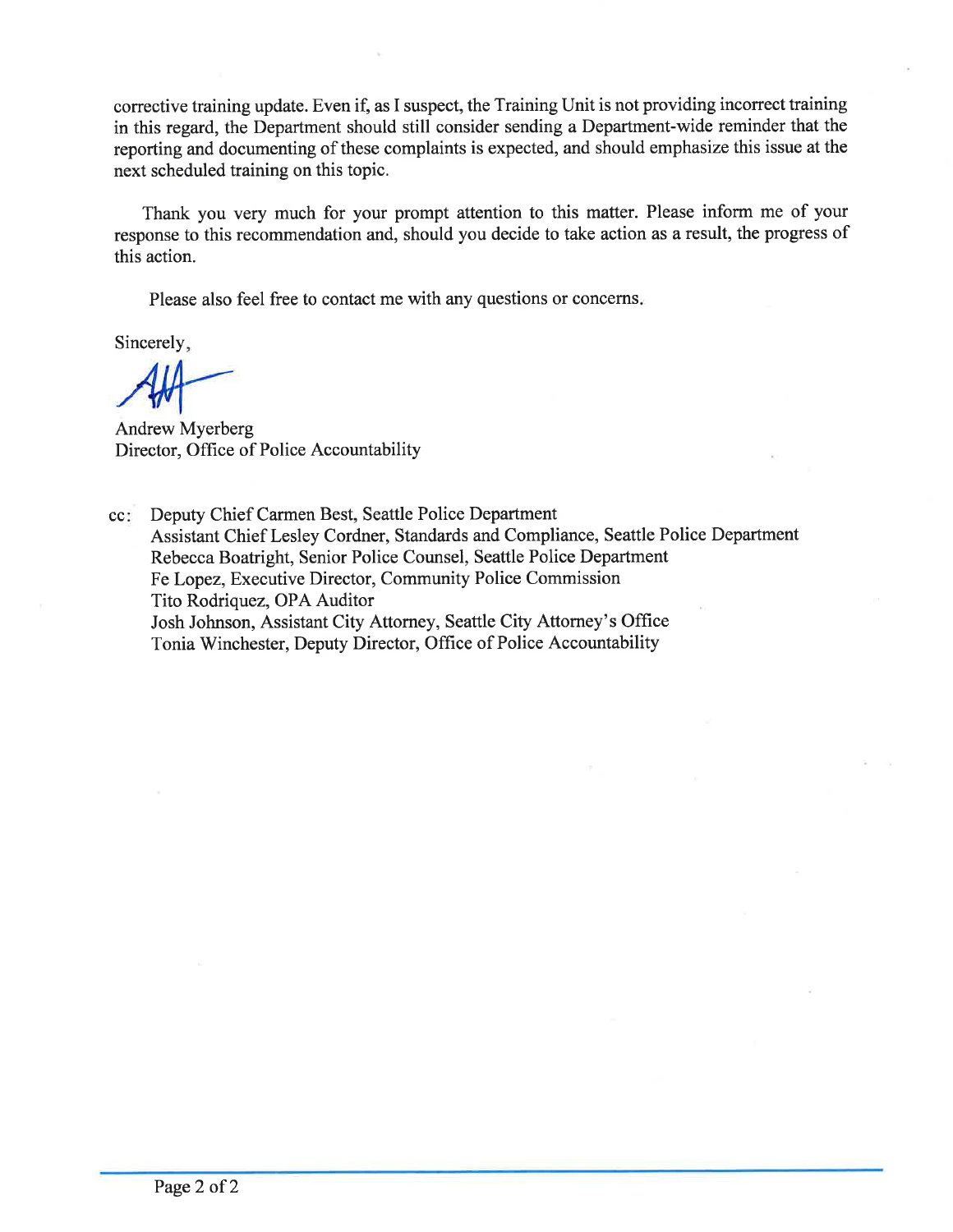corrective training update. Even if, as I suspect, the Training Unit is not providing incorrect training in this regard, the Department should still consider sending a Department-wide reminder that the reporting and documenting of these complaints is expected, and should emphasize this issue at the next scheduled training on this topic.

Thank you very much for your prompt attention to this matter. Please inform me of your response to this recommendation and, should you decide to take action as a result, the progress of this action.

Please also feel free to contact me with any questions or concerns.

Sincerely,

Andrew Myerberg
Director, Office of Police Accountability

cc: Deputy Chief Carmen Best, Seattle Police Department
Assistant Chief Lesley Cordner, Standards and Compliance, Seattle Police Department
Rebecca Boatright, Senior Police Counsel, Seattle Police Department
Fe Lopez, Executive Director, Community Police Commission
Tito Rodriquez, OPA Auditor
Josh Johnson, Assistant City Attorney, Seattle City Attorney's Office
Tonia Winchester, Deputy Director, Office of Police Accountability